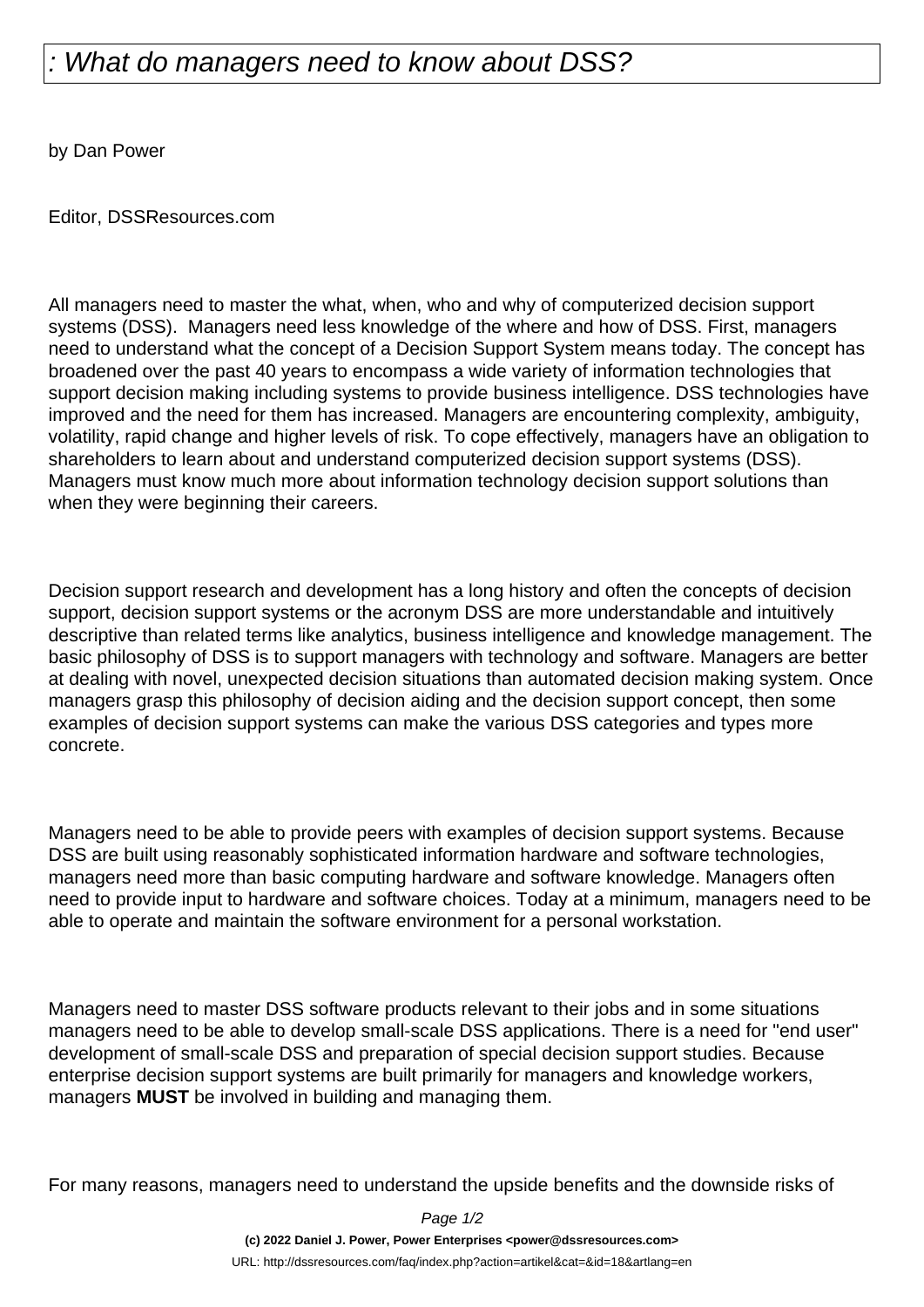# : What do managers need to know about DSS?

by Dan Power

Editor, DSSResources.com

All managers need to master the what, when, who and why of computerized decision support systems (DSS). Managers need less knowledge of the where and how of DSS. First, managers need to understand what the concept of a Decision Support System means today. The concept has broadened over the past 40 years to encompass a wide variety of information technologies that support decision making including systems to provide business intelligence. DSS technologies have improved and the need for them has increased. Managers are encountering complexity, ambiguity, volatility, rapid change and higher levels of risk. To cope effectively, managers have an obligation to shareholders to learn about and understand computerized decision support systems (DSS). Managers must know much more about information technology decision support solutions than when they were beginning their careers.

Decision support research and development has a long history and often the concepts of decision support, decision support systems or the acronym DSS are more understandable and intuitively descriptive than related terms like analytics, business intelligence and knowledge management. The basic philosophy of DSS is to support managers with technology and software. Managers are better at dealing with novel, unexpected decision situations than automated decision making system. Once managers grasp this philosophy of decision aiding and the decision support concept, then some examples of decision support systems can make the various DSS categories and types more concrete.

Managers need to be able to provide peers with examples of decision support systems. Because DSS are built using reasonably sophisticated information hardware and software technologies, managers need more than basic computing hardware and software knowledge. Managers often need to provide input to hardware and software choices. Today at a minimum, managers need to be able to operate and maintain the software environment for a personal workstation.

Managers need to master DSS software products relevant to their jobs and in some situations managers need to be able to develop small-scale DSS applications. There is a need for "end user" development of small-scale DSS and preparation of special decision support studies. Because enterprise decision support systems are built primarily for managers and knowledge workers, managers **MUST** be involved in building and managing them.

For many reasons, managers need to understand the upside benefits and the downside risks of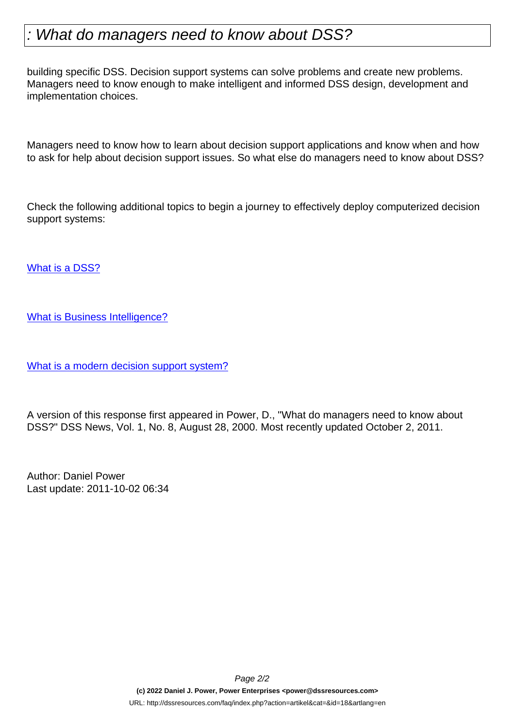building specific DSS. Decision support systems can solve problems and create new problems. Managers need to know enough to make intelligent and informed DSS design, development and implementation choices.

Managers need to know how to learn about decision support applications and know when and how to ask for help about decision support issues. So what else do managers need to know about DSS?

Check the following additional topics to begin a journey to effectively deploy computerized decision support systems:

What is a DSS?

What is Business Intelligence?

What is a modern decision support system?

A version of this response first appeared in Power, D., "What do managers need to know about DSS?" DSS News, Vol. 1, No. 8, August 28, 2000. Most recently updated October 2, 2011.

Author: Daniel Power
Last update: 2011-10-02 06:34